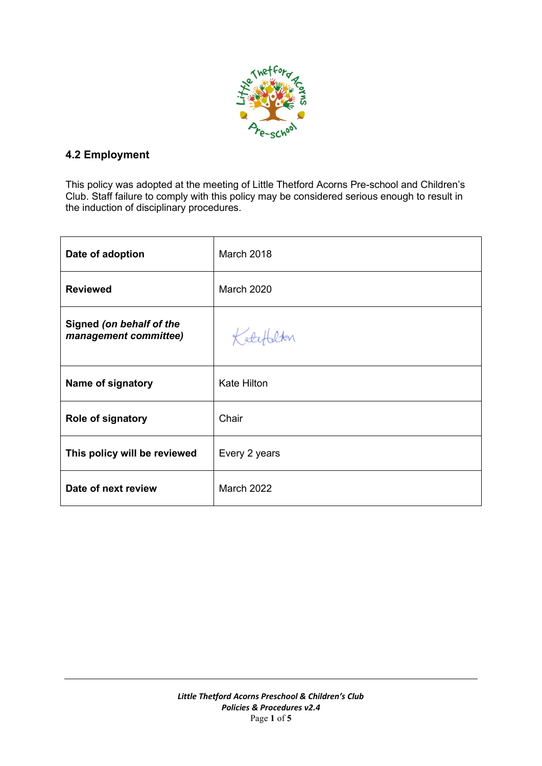## 4.2 Employment

This policy was adopted at the meeting of Little Thetford Acorns Pre-school and Children's Club. Staff failure to comply with this policy may be considered serious enough to result in the induction of disciplinary procedures.

| | |
|---|---|
| **Date of adoption** | March 2018 |
| **Reviewed** | March 2020 |
| **Signed** ***(on behalf of the management committee)*** | Kate Hilton |
| **Name of signatory** | Kate Hilton |
| **Role of signatory** | Chair |
| **This policy will be reviewed** | Every 2 years |
| **Date of next review** | March 2022 |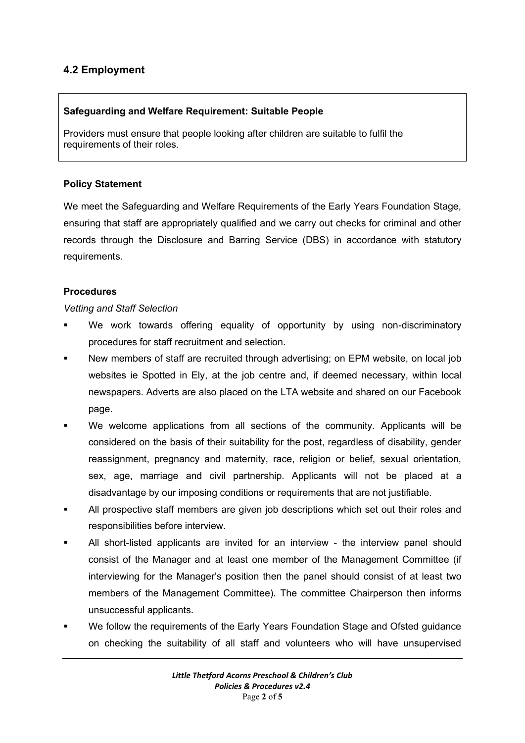## 4.2 Employment

> **Safeguarding and Welfare Requirement: Suitable People**
>
> Providers must ensure that people looking after children are suitable to fulfil the requirements of their roles.

### Policy Statement

We meet the Safeguarding and Welfare Requirements of the Early Years Foundation Stage, ensuring that staff are appropriately qualified and we carry out checks for criminal and other records through the Disclosure and Barring Service (DBS) in accordance with statutory requirements.

### Procedures

*Vetting and Staff Selection*

- We work towards offering equality of opportunity by using non-discriminatory procedures for staff recruitment and selection.
- New members of staff are recruited through advertising; on EPM website, on local job websites ie Spotted in Ely, at the job centre and, if deemed necessary, within local newspapers. Adverts are also placed on the LTA website and shared on our Facebook page.
- We welcome applications from all sections of the community. Applicants will be considered on the basis of their suitability for the post, regardless of disability, gender reassignment, pregnancy and maternity, race, religion or belief, sexual orientation, sex, age, marriage and civil partnership. Applicants will not be placed at a disadvantage by our imposing conditions or requirements that are not justifiable.
- All prospective staff members are given job descriptions which set out their roles and responsibilities before interview.
- All short-listed applicants are invited for an interview - the interview panel should consist of the Manager and at least one member of the Management Committee (if interviewing for the Manager's position then the panel should consist of at least two members of the Management Committee). The committee Chairperson then informs unsuccessful applicants.
- We follow the requirements of the Early Years Foundation Stage and Ofsted guidance on checking the suitability of all staff and volunteers who will have unsupervised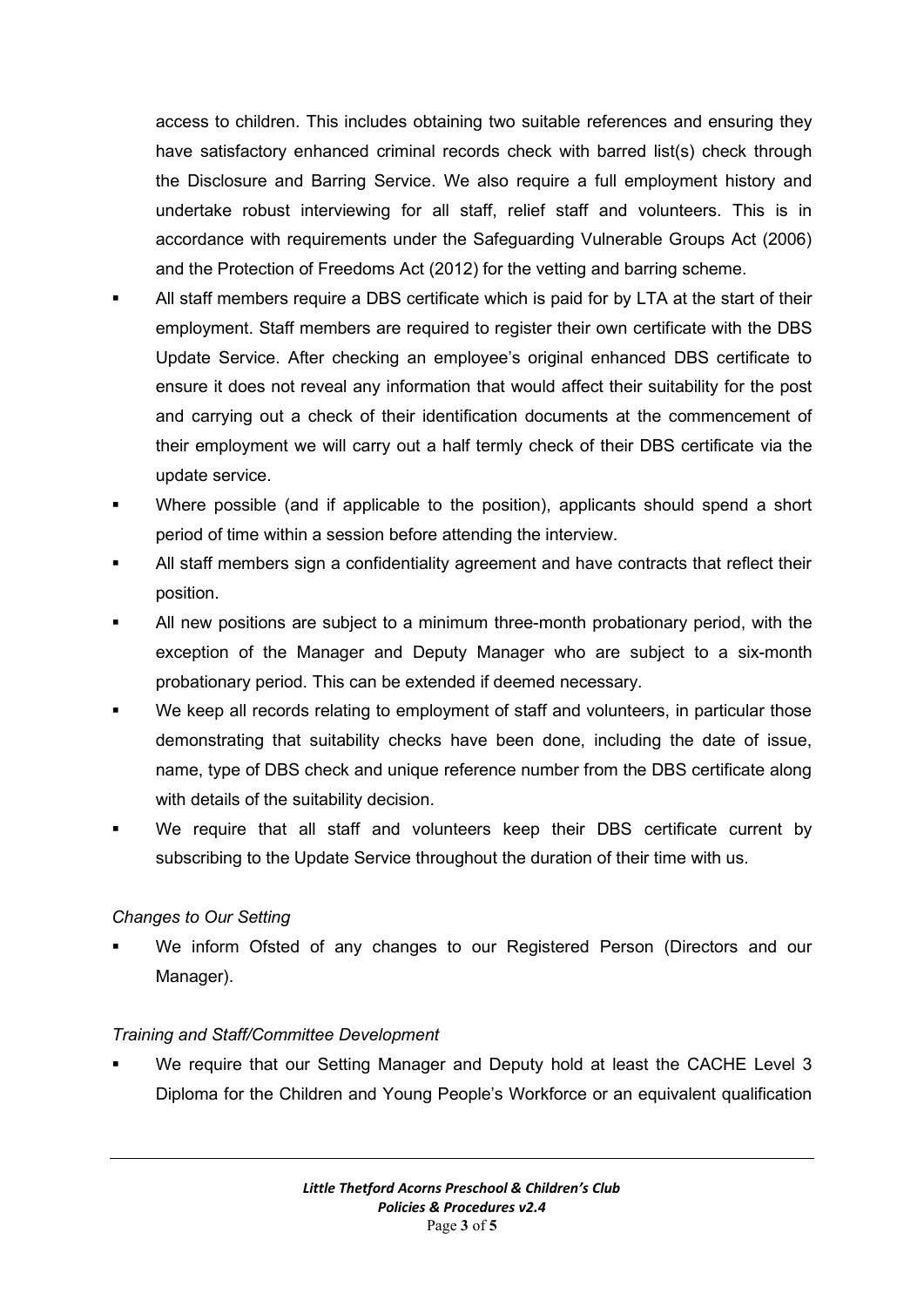access to children. This includes obtaining two suitable references and ensuring they have satisfactory enhanced criminal records check with barred list(s) check through the Disclosure and Barring Service. We also require a full employment history and undertake robust interviewing for all staff, relief staff and volunteers. This is in accordance with requirements under the Safeguarding Vulnerable Groups Act (2006) and the Protection of Freedoms Act (2012) for the vetting and barring scheme.

- All staff members require a DBS certificate which is paid for by LTA at the start of their employment. Staff members are required to register their own certificate with the DBS Update Service. After checking an employee's original enhanced DBS certificate to ensure it does not reveal any information that would affect their suitability for the post and carrying out a check of their identification documents at the commencement of their employment we will carry out a half termly check of their DBS certificate via the update service.
- Where possible (and if applicable to the position), applicants should spend a short period of time within a session before attending the interview.
- All staff members sign a confidentiality agreement and have contracts that reflect their position.
- All new positions are subject to a minimum three-month probationary period, with the exception of the Manager and Deputy Manager who are subject to a six-month probationary period. This can be extended if deemed necessary.
- We keep all records relating to employment of staff and volunteers, in particular those demonstrating that suitability checks have been done, including the date of issue, name, type of DBS check and unique reference number from the DBS certificate along with details of the suitability decision.
- We require that all staff and volunteers keep their DBS certificate current by subscribing to the Update Service throughout the duration of their time with us.

*Changes to Our Setting*

- We inform Ofsted of any changes to our Registered Person (Directors and our Manager).

*Training and Staff/Committee Development*

- We require that our Setting Manager and Deputy hold at least the CACHE Level 3 Diploma for the Children and Young People's Workforce or an equivalent qualification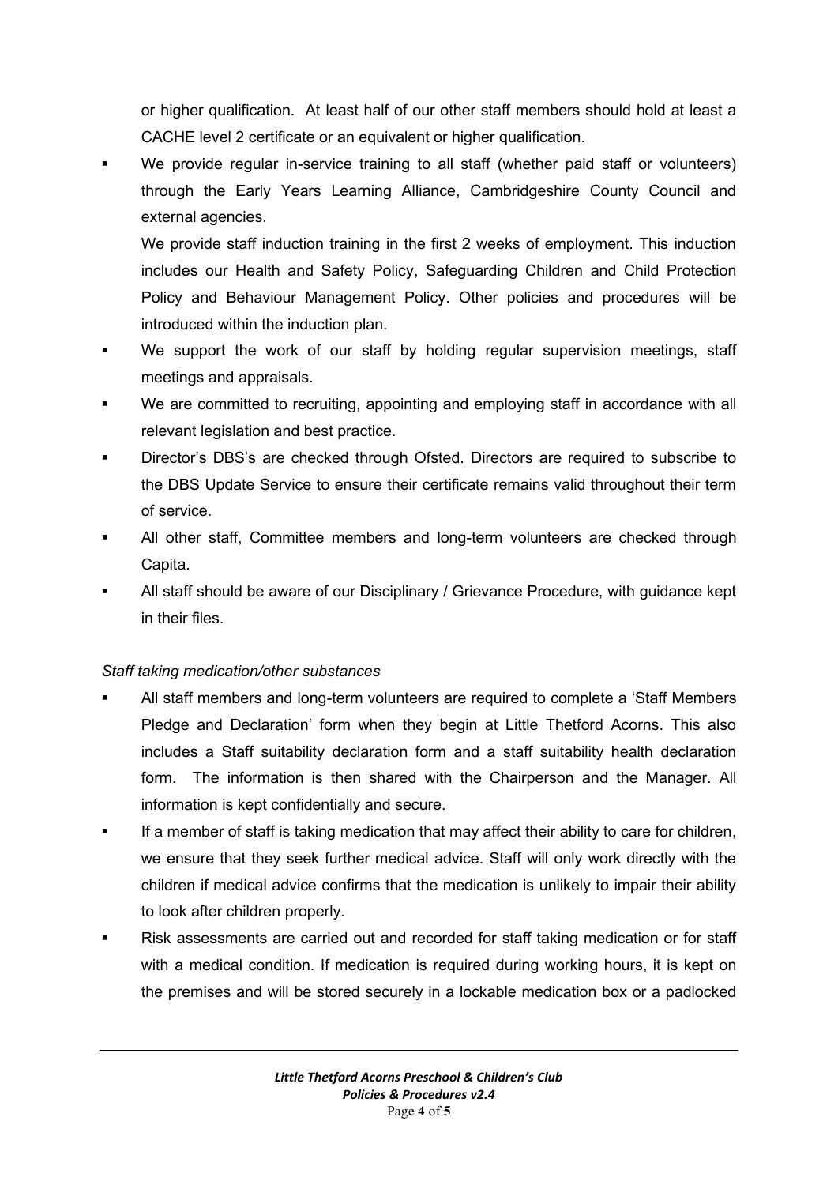or higher qualification. At least half of our other staff members should hold at least a CACHE level 2 certificate or an equivalent or higher qualification.

- We provide regular in-service training to all staff (whether paid staff or volunteers) through the Early Years Learning Alliance, Cambridgeshire County Council and external agencies.

  We provide staff induction training in the first 2 weeks of employment. This induction includes our Health and Safety Policy, Safeguarding Children and Child Protection Policy and Behaviour Management Policy. Other policies and procedures will be introduced within the induction plan.
- We support the work of our staff by holding regular supervision meetings, staff meetings and appraisals.
- We are committed to recruiting, appointing and employing staff in accordance with all relevant legislation and best practice.
- Director's DBS's are checked through Ofsted. Directors are required to subscribe to the DBS Update Service to ensure their certificate remains valid throughout their term of service.
- All other staff, Committee members and long-term volunteers are checked through Capita.
- All staff should be aware of our Disciplinary / Grievance Procedure, with guidance kept in their files.

*Staff taking medication/other substances*

- All staff members and long-term volunteers are required to complete a 'Staff Members Pledge and Declaration' form when they begin at Little Thetford Acorns. This also includes a Staff suitability declaration form and a staff suitability health declaration form. The information is then shared with the Chairperson and the Manager. All information is kept confidentially and secure.
- If a member of staff is taking medication that may affect their ability to care for children, we ensure that they seek further medical advice. Staff will only work directly with the children if medical advice confirms that the medication is unlikely to impair their ability to look after children properly.
- Risk assessments are carried out and recorded for staff taking medication or for staff with a medical condition. If medication is required during working hours, it is kept on the premises and will be stored securely in a lockable medication box or a padlocked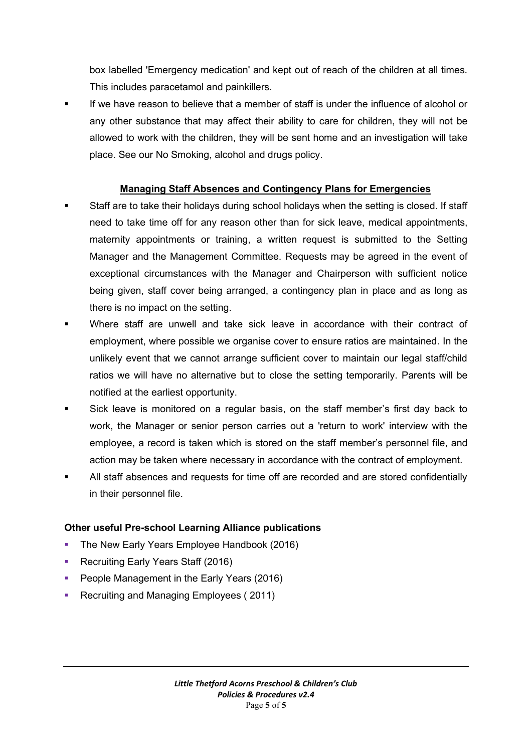box labelled 'Emergency medication' and kept out of reach of the children at all times. This includes paracetamol and painkillers.

- If we have reason to believe that a member of staff is under the influence of alcohol or any other substance that may affect their ability to care for children, they will not be allowed to work with the children, they will be sent home and an investigation will take place. See our No Smoking, alcohol and drugs policy.

**Managing Staff Absences and Contingency Plans for Emergencies**

- Staff are to take their holidays during school holidays when the setting is closed. If staff need to take time off for any reason other than for sick leave, medical appointments, maternity appointments or training, a written request is submitted to the Setting Manager and the Management Committee. Requests may be agreed in the event of exceptional circumstances with the Manager and Chairperson with sufficient notice being given, staff cover being arranged, a contingency plan in place and as long as there is no impact on the setting.
- Where staff are unwell and take sick leave in accordance with their contract of employment, where possible we organise cover to ensure ratios are maintained. In the unlikely event that we cannot arrange sufficient cover to maintain our legal staff/child ratios we will have no alternative but to close the setting temporarily. Parents will be notified at the earliest opportunity.
- Sick leave is monitored on a regular basis, on the staff member's first day back to work, the Manager or senior person carries out a 'return to work' interview with the employee, a record is taken which is stored on the staff member's personnel file, and action may be taken where necessary in accordance with the contract of employment.
- All staff absences and requests for time off are recorded and are stored confidentially in their personnel file.

**Other useful Pre-school Learning Alliance publications**

- The New Early Years Employee Handbook (2016)
- Recruiting Early Years Staff (2016)
- People Management in the Early Years (2016)
- Recruiting and Managing Employees ( 2011)